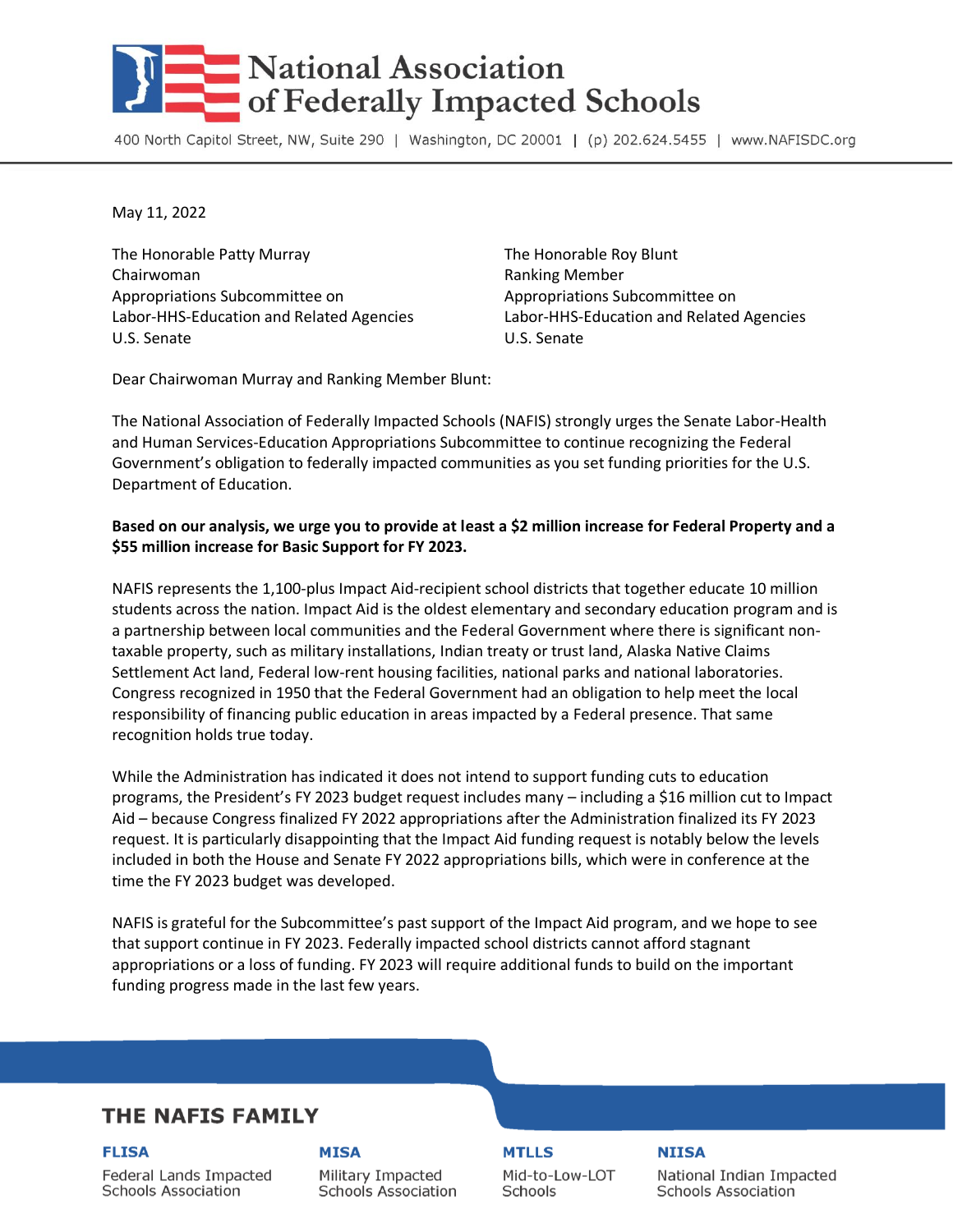# National Association of Federally Impacted Schools

400 North Capitol Street, NW, Suite 290 | Washington, DC 20001 | (p) 202.624.5455 | www.NAFISDC.org

May 11, 2022

The Honorable Patty Murray
Chairwoman
Appropriations Subcommittee on
Labor-HHS-Education and Related Agencies
U.S. Senate

The Honorable Roy Blunt
Ranking Member
Appropriations Subcommittee on
Labor-HHS-Education and Related Agencies
U.S. Senate

Dear Chairwoman Murray and Ranking Member Blunt:

The National Association of Federally Impacted Schools (NAFIS) strongly urges the Senate Labor-Health and Human Services-Education Appropriations Subcommittee to continue recognizing the Federal Government's obligation to federally impacted communities as you set funding priorities for the U.S. Department of Education.

**Based on our analysis, we urge you to provide at least a $2 million increase for Federal Property and a $55 million increase for Basic Support for FY 2023.**

NAFIS represents the 1,100-plus Impact Aid-recipient school districts that together educate 10 million students across the nation. Impact Aid is the oldest elementary and secondary education program and is a partnership between local communities and the Federal Government where there is significant non-taxable property, such as military installations, Indian treaty or trust land, Alaska Native Claims Settlement Act land, Federal low-rent housing facilities, national parks and national laboratories. Congress recognized in 1950 that the Federal Government had an obligation to help meet the local responsibility of financing public education in areas impacted by a Federal presence. That same recognition holds true today.

While the Administration has indicated it does not intend to support funding cuts to education programs, the President's FY 2023 budget request includes many – including a $16 million cut to Impact Aid – because Congress finalized FY 2022 appropriations after the Administration finalized its FY 2023 request. It is particularly disappointing that the Impact Aid funding request is notably below the levels included in both the House and Senate FY 2022 appropriations bills, which were in conference at the time the FY 2023 budget was developed.

NAFIS is grateful for the Subcommittee's past support of the Impact Aid program, and we hope to see that support continue in FY 2023. Federally impacted school districts cannot afford stagnant appropriations or a loss of funding. FY 2023 will require additional funds to build on the important funding progress made in the last few years.

## THE NAFIS FAMILY

**FLISA** – Federal Lands Impacted Schools Association

**MISA** – Military Impacted Schools Association

**MTLLS** – Mid-to-Low-LOT Schools

**NIISA** – National Indian Impacted Schools Association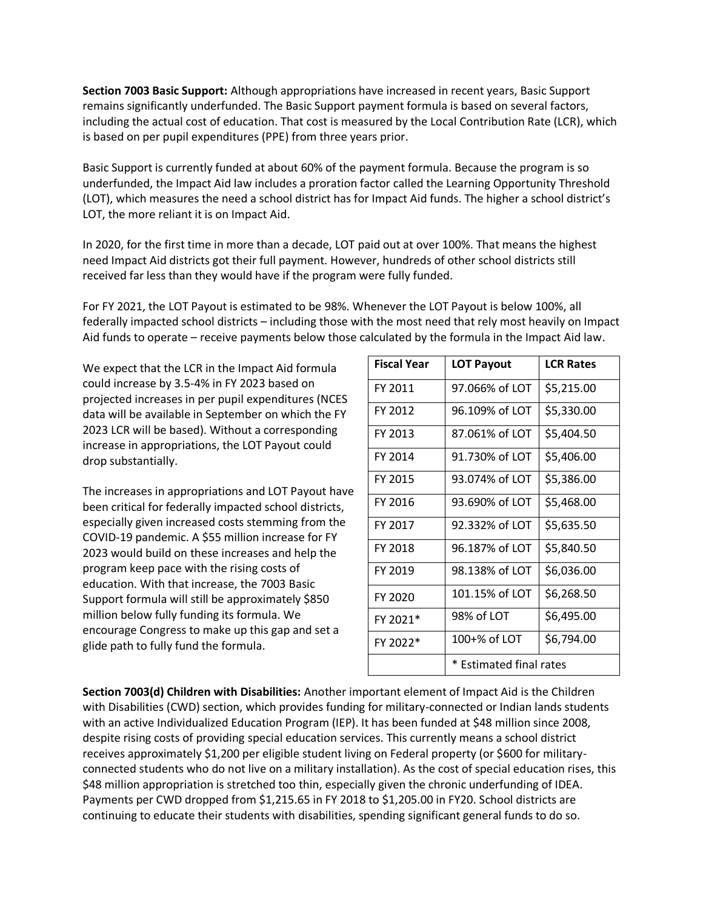**Section 7003 Basic Support:** Although appropriations have increased in recent years, Basic Support remains significantly underfunded. The Basic Support payment formula is based on several factors, including the actual cost of education. That cost is measured by the Local Contribution Rate (LCR), which is based on per pupil expenditures (PPE) from three years prior.

Basic Support is currently funded at about 60% of the payment formula. Because the program is so underfunded, the Impact Aid law includes a proration factor called the Learning Opportunity Threshold (LOT), which measures the need a school district has for Impact Aid funds. The higher a school district's LOT, the more reliant it is on Impact Aid.

In 2020, for the first time in more than a decade, LOT paid out at over 100%. That means the highest need Impact Aid districts got their full payment. However, hundreds of other school districts still received far less than they would have if the program were fully funded.

For FY 2021, the LOT Payout is estimated to be 98%. Whenever the LOT Payout is below 100%, all federally impacted school districts – including those with the most need that rely most heavily on Impact Aid funds to operate – receive payments below those calculated by the formula in the Impact Aid law.

We expect that the LCR in the Impact Aid formula could increase by 3.5-4% in FY 2023 based on projected increases in per pupil expenditures (NCES data will be available in September on which the FY 2023 LCR will be based). Without a corresponding increase in appropriations, the LOT Payout could drop substantially.

The increases in appropriations and LOT Payout have been critical for federally impacted school districts, especially given increased costs stemming from the COVID-19 pandemic. A $55 million increase for FY 2023 would build on these increases and help the program keep pace with the rising costs of education. With that increase, the 7003 Basic Support formula will still be approximately $850 million below fully funding its formula. We encourage Congress to make up this gap and set a glide path to fully fund the formula.

| Fiscal Year | LOT Payout | LCR Rates |
|---|---|---|
| FY 2011 | 97.066% of LOT | $5,215.00 |
| FY 2012 | 96.109% of LOT | $5,330.00 |
| FY 2013 | 87.061% of LOT | $5,404.50 |
| FY 2014 | 91.730% of LOT | $5,406.00 |
| FY 2015 | 93.074% of LOT | $5,386.00 |
| FY 2016 | 93.690% of LOT | $5,468.00 |
| FY 2017 | 92.332% of LOT | $5,635.50 |
| FY 2018 | 96.187% of LOT | $5,840.50 |
| FY 2019 | 98.138% of LOT | $6,036.00 |
| FY 2020 | 101.15% of LOT | $6,268.50 |
| FY 2021* | 98% of LOT | $6,495.00 |
| FY 2022* | 100+% of LOT | $6,794.00 |
| | * Estimated final rates | |

**Section 7003(d) Children with Disabilities:** Another important element of Impact Aid is the Children with Disabilities (CWD) section, which provides funding for military-connected or Indian lands students with an active Individualized Education Program (IEP). It has been funded at $48 million since 2008, despite rising costs of providing special education services. This currently means a school district receives approximately $1,200 per eligible student living on Federal property (or $600 for military-connected students who do not live on a military installation). As the cost of special education rises, this $48 million appropriation is stretched too thin, especially given the chronic underfunding of IDEA. Payments per CWD dropped from $1,215.65 in FY 2018 to $1,205.00 in FY20. School districts are continuing to educate their students with disabilities, spending significant general funds to do so.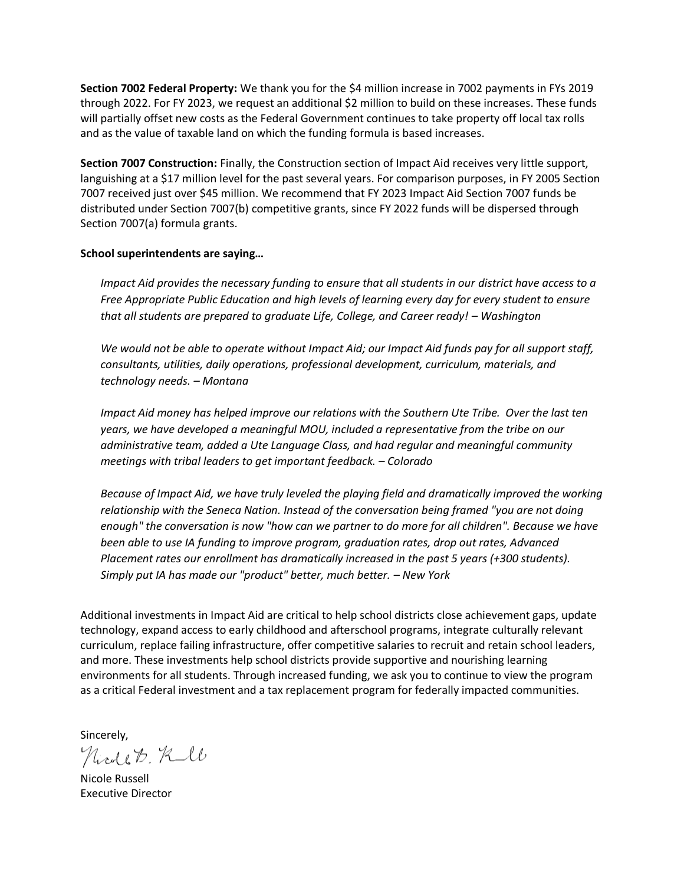**Section 7002 Federal Property:** We thank you for the $4 million increase in 7002 payments in FYs 2019 through 2022. For FY 2023, we request an additional $2 million to build on these increases. These funds will partially offset new costs as the Federal Government continues to take property off local tax rolls and as the value of taxable land on which the funding formula is based increases.

**Section 7007 Construction:** Finally, the Construction section of Impact Aid receives very little support, languishing at a $17 million level for the past several years. For comparison purposes, in FY 2005 Section 7007 received just over $45 million. We recommend that FY 2023 Impact Aid Section 7007 funds be distributed under Section 7007(b) competitive grants, since FY 2022 funds will be dispersed through Section 7007(a) formula grants.

**School superintendents are saying…**

> *Impact Aid provides the necessary funding to ensure that all students in our district have access to a Free Appropriate Public Education and high levels of learning every day for every student to ensure that all students are prepared to graduate Life, College, and Career ready! – Washington*
>
> *We would not be able to operate without Impact Aid; our Impact Aid funds pay for all support staff, consultants, utilities, daily operations, professional development, curriculum, materials, and technology needs. – Montana*
>
> *Impact Aid money has helped improve our relations with the Southern Ute Tribe. Over the last ten years, we have developed a meaningful MOU, included a representative from the tribe on our administrative team, added a Ute Language Class, and had regular and meaningful community meetings with tribal leaders to get important feedback. – Colorado*
>
> *Because of Impact Aid, we have truly leveled the playing field and dramatically improved the working relationship with the Seneca Nation. Instead of the conversation being framed "you are not doing enough" the conversation is now "how can we partner to do more for all children". Because we have been able to use IA funding to improve program, graduation rates, drop out rates, Advanced Placement rates our enrollment has dramatically increased in the past 5 years (+300 students). Simply put IA has made our "product" better, much better. – New York*

Additional investments in Impact Aid are critical to help school districts close achievement gaps, update technology, expand access to early childhood and afterschool programs, integrate culturally relevant curriculum, replace failing infrastructure, offer competitive salaries to recruit and retain school leaders, and more. These investments help school districts provide supportive and nourishing learning environments for all students. Through increased funding, we ask you to continue to view the program as a critical Federal investment and a tax replacement program for federally impacted communities.

Sincerely,

Nicole B. Russell

Nicole Russell
Executive Director